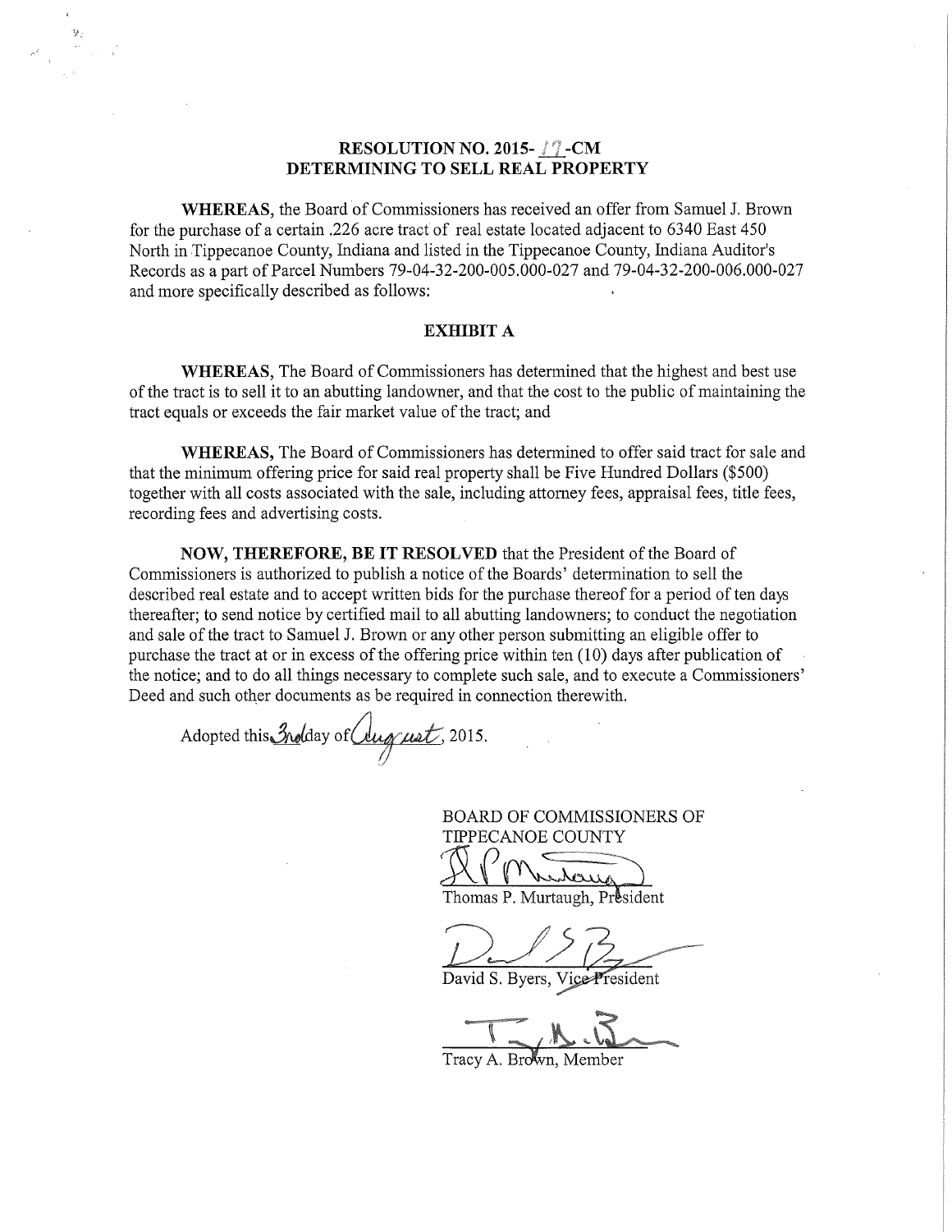**RESOLUTION NO. 2015- 17 -CM**
**DETERMINING TO SELL REAL PROPERTY**

**WHEREAS,** the Board of Commissioners has received an offer from Samuel J. Brown for the purchase of a certain .226 acre tract of real estate located adjacent to 6340 East 450 North in Tippecanoe County, Indiana and listed in the Tippecanoe County, Indiana Auditor's Records as a part of Parcel Numbers 79-04-32-200-005.000-027 and 79-04-32-200-006.000-027 and more specifically described as follows:

**EXHIBIT A**

**WHEREAS,** The Board of Commissioners has determined that the highest and best use of the tract is to sell it to an abutting landowner, and that the cost to the public of maintaining the tract equals or exceeds the fair market value of the tract; and

**WHEREAS,** The Board of Commissioners has determined to offer said tract for sale and that the minimum offering price for said real property shall be Five Hundred Dollars ($500) together with all costs associated with the sale, including attorney fees, appraisal fees, title fees, recording fees and advertising costs.

**NOW, THEREFORE, BE IT RESOLVED** that the President of the Board of Commissioners is authorized to publish a notice of the Boards' determination to sell the described real estate and to accept written bids for the purchase thereof for a period of ten days thereafter; to send notice by certified mail to all abutting landowners; to conduct the negotiation and sale of the tract to Samuel J. Brown or any other person submitting an eligible offer to purchase the tract at or in excess of the offering price within ten (10) days after publication of the notice; and to do all things necessary to complete such sale, and to execute a Commissioners' Deed and such other documents as be required in connection therewith.

Adopted this 3rd day of August, 2015.

BOARD OF COMMISSIONERS OF TIPPECANOE COUNTY

Thomas P. Murtaugh, President

David S. Byers, Vice President

Tracy A. Brown, Member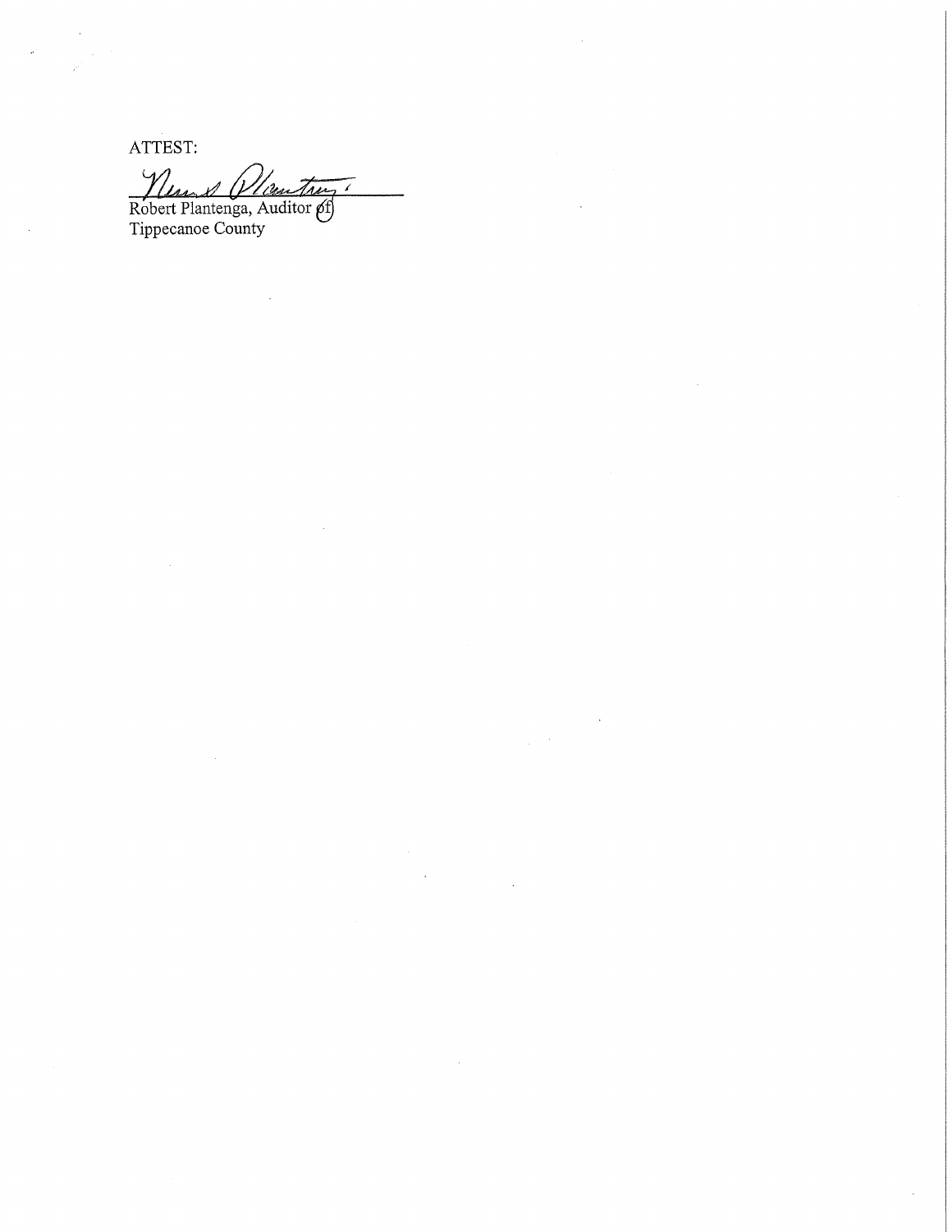ATTEST:

Robert Plantenga, Auditor of
Tippecanoe County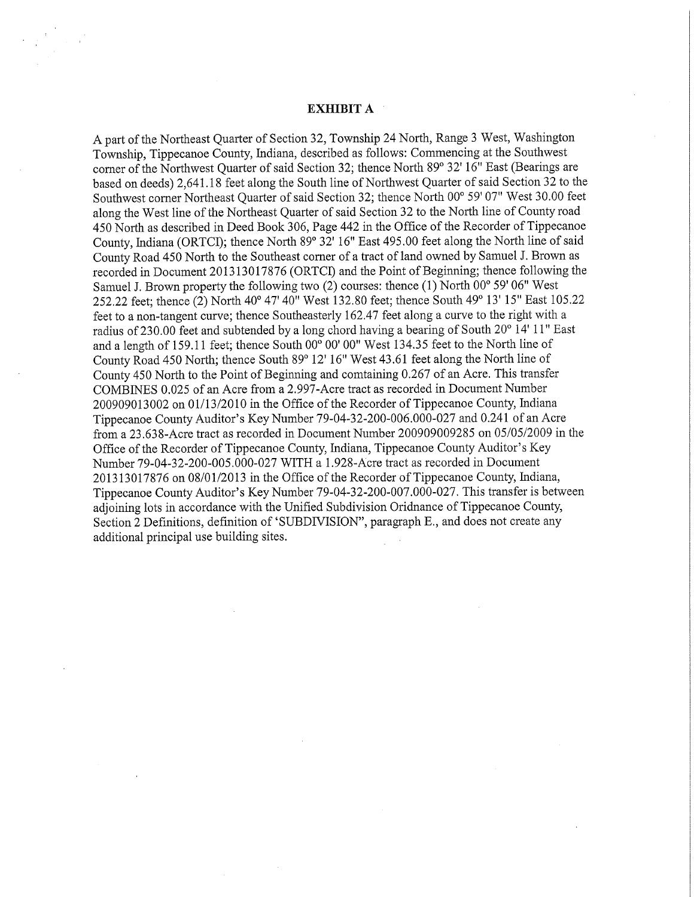## EXHIBIT A

A part of the Northeast Quarter of Section 32, Township 24 North, Range 3 West, Washington Township, Tippecanoe County, Indiana, described as follows: Commencing at the Southwest corner of the Northwest Quarter of said Section 32; thence North 89° 32' 16" East (Bearings are based on deeds) 2,641.18 feet along the South line of Northwest Quarter of said Section 32 to the Southwest corner Northeast Quarter of said Section 32; thence North 00° 59' 07" West 30.00 feet along the West line of the Northeast Quarter of said Section 32 to the North line of County road 450 North as described in Deed Book 306, Page 442 in the Office of the Recorder of Tippecanoe County, Indiana (ORTCI); thence North 89° 32' 16" East 495.00 feet along the North line of said County Road 450 North to the Southeast corner of a tract of land owned by Samuel J. Brown as recorded in Document 201313017876 (ORTCI) and the Point of Beginning; thence following the Samuel J. Brown property the following two (2) courses: thence (1) North 00° 59' 06" West 252.22 feet; thence (2) North 40° 47' 40" West 132.80 feet; thence South 49° 13' 15" East 105.22 feet to a non-tangent curve; thence Southeasterly 162.47 feet along a curve to the right with a radius of 230.00 feet and subtended by a long chord having a bearing of South 20° 14' 11" East and a length of 159.11 feet; thence South 00° 00' 00" West 134.35 feet to the North line of County Road 450 North; thence South 89° 12' 16" West 43.61 feet along the North line of County 450 North to the Point of Beginning and comtaining 0.267 of an Acre. This transfer COMBINES 0.025 of an Acre from a 2.997-Acre tract as recorded in Document Number 200909013002 on 01/13/2010 in the Office of the Recorder of Tippecanoe County, Indiana Tippecanoe County Auditor's Key Number 79-04-32-200-006.000-027 and 0.241 of an Acre from a 23.638-Acre tract as recorded in Document Number 200909009285 on 05/05/2009 in the Office of the Recorder of Tippecanoe County, Indiana, Tippecanoe County Auditor's Key Number 79-04-32-200-005.000-027 WITH a 1.928-Acre tract as recorded in Document 201313017876 on 08/01/2013 in the Office of the Recorder of Tippecanoe County, Indiana, Tippecanoe County Auditor's Key Number 79-04-32-200-007.000-027. This transfer is between adjoining lots in accordance with the Unified Subdivision Oridnance of Tippecanoe County, Section 2 Definitions, definition of 'SUBDIVISION", paragraph E., and does not create any additional principal use building sites.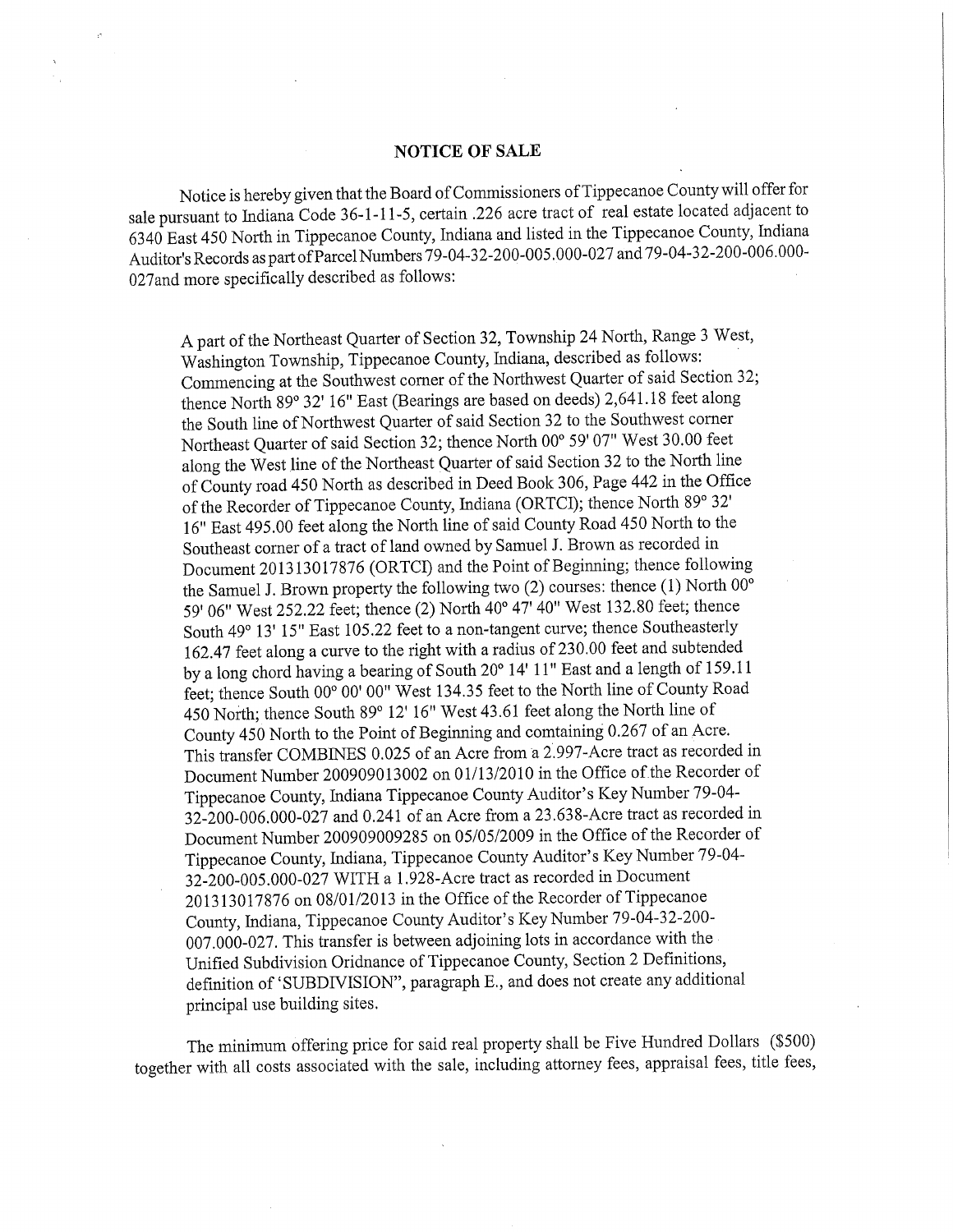## NOTICE OF SALE

Notice is hereby given that the Board of Commissioners of Tippecanoe County will offer for sale pursuant to Indiana Code 36-1-11-5, certain .226 acre tract of real estate located adjacent to 6340 East 450 North in Tippecanoe County, Indiana and listed in the Tippecanoe County, Indiana Auditor's Records as part of Parcel Numbers 79-04-32-200-005.000-027 and 79-04-32-200-006.000-027and more specifically described as follows:

> A part of the Northeast Quarter of Section 32, Township 24 North, Range 3 West, Washington Township, Tippecanoe County, Indiana, described as follows: Commencing at the Southwest corner of the Northwest Quarter of said Section 32; thence North 89° 32' 16" East (Bearings are based on deeds) 2,641.18 feet along the South line of Northwest Quarter of said Section 32 to the Southwest corner Northeast Quarter of said Section 32; thence North 00° 59' 07" West 30.00 feet along the West line of the Northeast Quarter of said Section 32 to the North line of County road 450 North as described in Deed Book 306, Page 442 in the Office of the Recorder of Tippecanoe County, Indiana (ORTCI); thence North 89° 32' 16" East 495.00 feet along the North line of said County Road 450 North to the Southeast corner of a tract of land owned by Samuel J. Brown as recorded in Document 201313017876 (ORTCI) and the Point of Beginning; thence following the Samuel J. Brown property the following two (2) courses: thence (1) North 00° 59' 06" West 252.22 feet; thence (2) North 40° 47' 40" West 132.80 feet; thence South 49° 13' 15" East 105.22 feet to a non-tangent curve; thence Southeasterly 162.47 feet along a curve to the right with a radius of 230.00 feet and subtended by a long chord having a bearing of South 20° 14' 11" East and a length of 159.11 feet; thence South 00° 00' 00" West 134.35 feet to the North line of County Road 450 North; thence South 89° 12' 16" West 43.61 feet along the North line of County 450 North to the Point of Beginning and comtaining 0.267 of an Acre. This transfer COMBINES 0.025 of an Acre from a 2.997-Acre tract as recorded in Document Number 200909013002 on 01/13/2010 in the Office of the Recorder of Tippecanoe County, Indiana Tippecanoe County Auditor's Key Number 79-04-32-200-006.000-027 and 0.241 of an Acre from a 23.638-Acre tract as recorded in Document Number 200909009285 on 05/05/2009 in the Office of the Recorder of Tippecanoe County, Indiana, Tippecanoe County Auditor's Key Number 79-04-32-200-005.000-027 WITH a 1.928-Acre tract as recorded in Document 201313017876 on 08/01/2013 in the Office of the Recorder of Tippecanoe County, Indiana, Tippecanoe County Auditor's Key Number 79-04-32-200-007.000-027. This transfer is between adjoining lots in accordance with the Unified Subdivision Oridnance of Tippecanoe County, Section 2 Definitions, definition of 'SUBDIVISION", paragraph E., and does not create any additional principal use building sites.

The minimum offering price for said real property shall be Five Hundred Dollars ($500) together with all costs associated with the sale, including attorney fees, appraisal fees, title fees,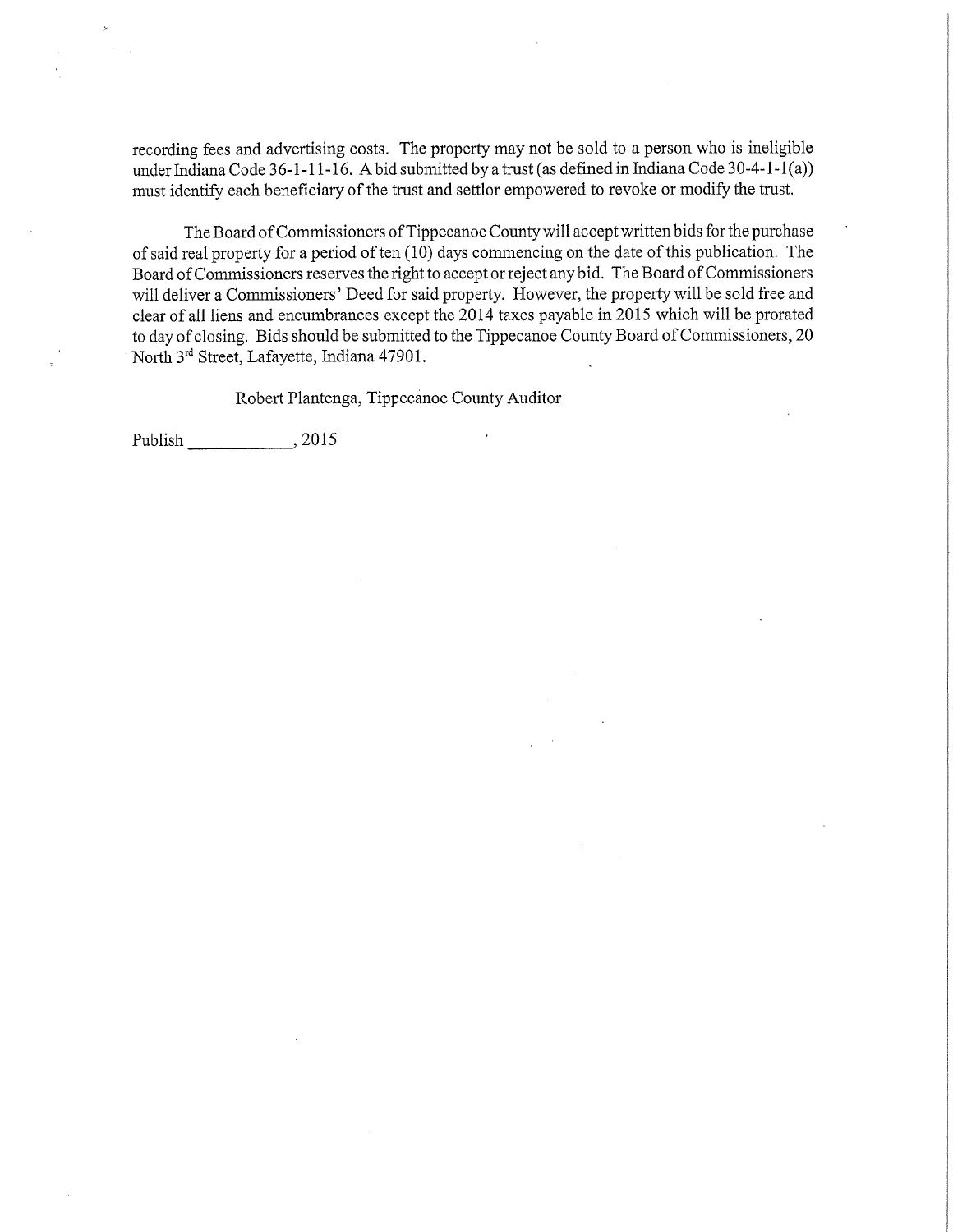recording fees and advertising costs. The property may not be sold to a person who is ineligible under Indiana Code 36-1-11-16. A bid submitted by a trust (as defined in Indiana Code 30-4-1-1(a)) must identify each beneficiary of the trust and settlor empowered to revoke or modify the trust.

The Board of Commissioners of Tippecanoe County will accept written bids for the purchase of said real property for a period of ten (10) days commencing on the date of this publication. The Board of Commissioners reserves the right to accept or reject any bid. The Board of Commissioners will deliver a Commissioners' Deed for said property. However, the property will be sold free and clear of all liens and encumbrances except the 2014 taxes payable in 2015 which will be prorated to day of closing. Bids should be submitted to the Tippecanoe County Board of Commissioners, 20 North 3rd Street, Lafayette, Indiana 47901.

Robert Plantenga, Tippecanoe County Auditor

Publish ____________, 2015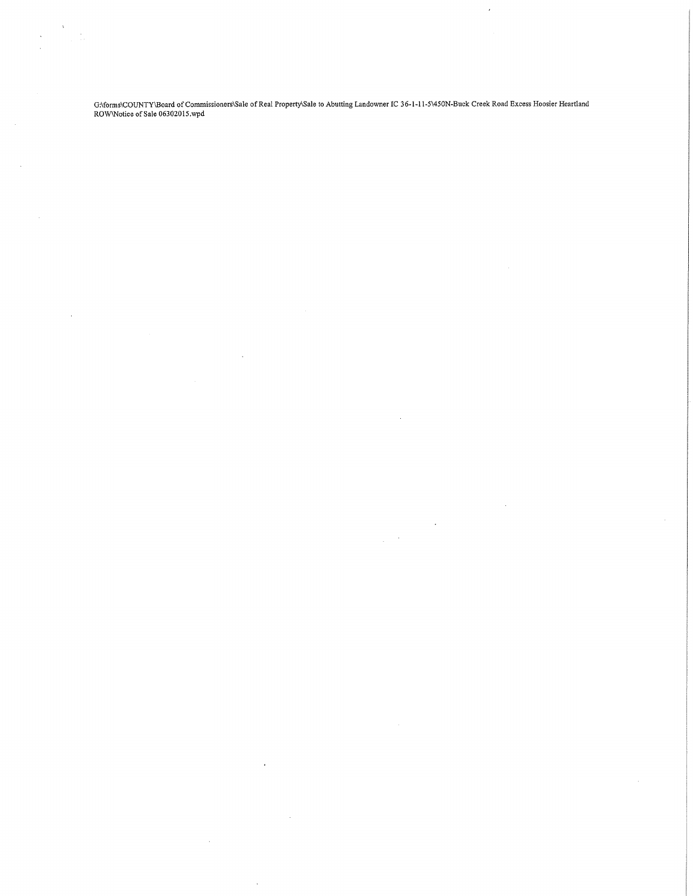G:\forms\COUNTY\Board of Commissioners\Sale of Real Property\Sale to Abutting Landowner IC 36-1-11-5\450N-Buck Creek Road Excess Hoosier Heartland ROW\Notice of Sale 06302015.wpd